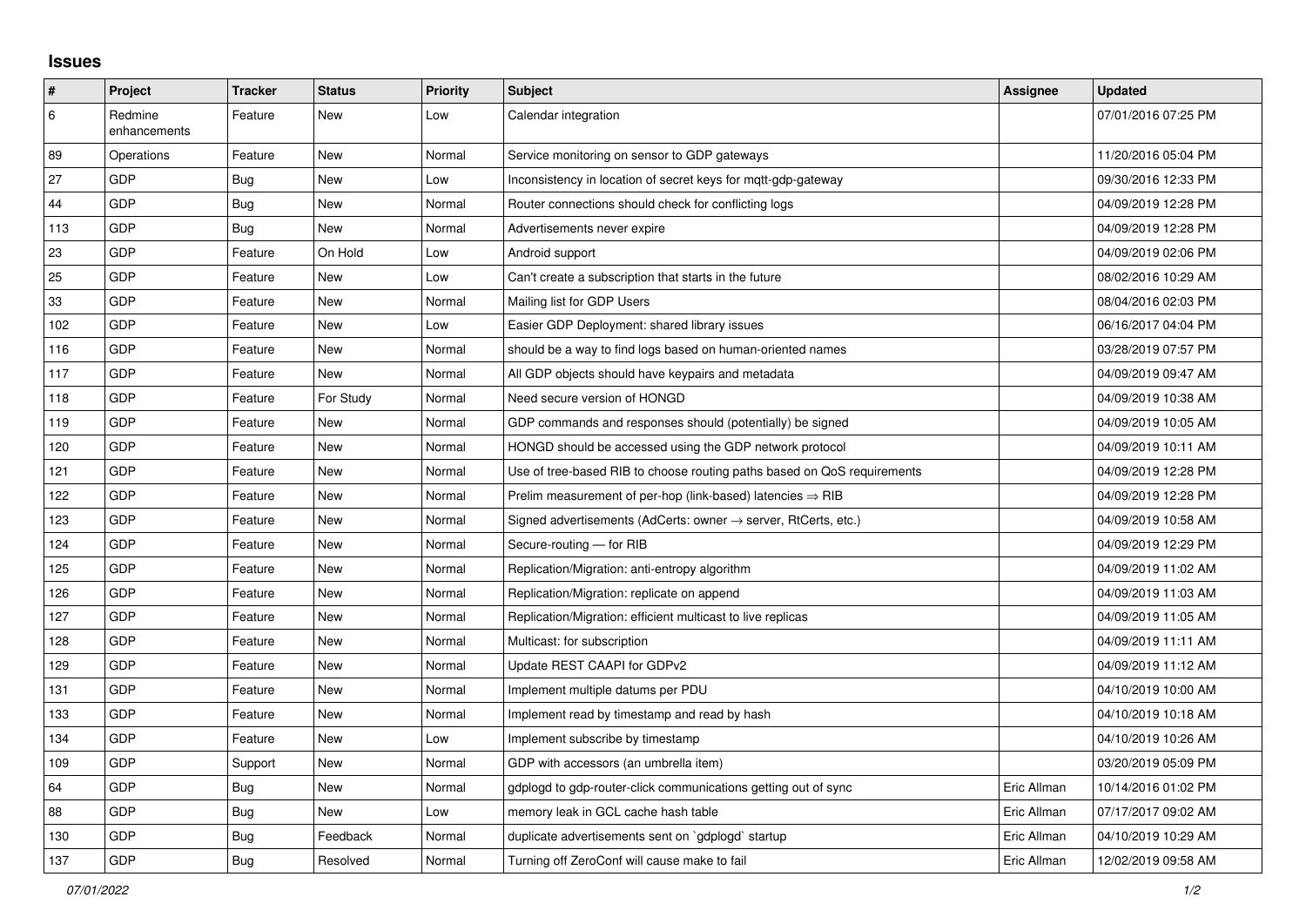# Issues

| # | Project | Tracker | Status | Priority | Subject | Assignee | Updated |
|---|---|---|---|---|---|---|---|
| 6 | Redmine enhancements | Feature | New | Low | Calendar integration | | 07/01/2016 07:25 PM |
| 89 | Operations | Feature | New | Normal | Service monitoring on sensor to GDP gateways | | 11/20/2016 05:04 PM |
| 27 | GDP | Bug | New | Low | Inconsistency in location of secret keys for mqtt-gdp-gateway | | 09/30/2016 12:33 PM |
| 44 | GDP | Bug | New | Normal | Router connections should check for conflicting logs | | 04/09/2019 12:28 PM |
| 113 | GDP | Bug | New | Normal | Advertisements never expire | | 04/09/2019 12:28 PM |
| 23 | GDP | Feature | On Hold | Low | Android support | | 04/09/2019 02:06 PM |
| 25 | GDP | Feature | New | Low | Can't create a subscription that starts in the future | | 08/02/2016 10:29 AM |
| 33 | GDP | Feature | New | Normal | Mailing list for GDP Users | | 08/04/2016 02:03 PM |
| 102 | GDP | Feature | New | Low | Easier GDP Deployment: shared library issues | | 06/16/2017 04:04 PM |
| 116 | GDP | Feature | New | Normal | should be a way to find logs based on human-oriented names | | 03/28/2019 07:57 PM |
| 117 | GDP | Feature | New | Normal | All GDP objects should have keypairs and metadata | | 04/09/2019 09:47 AM |
| 118 | GDP | Feature | For Study | Normal | Need secure version of HONGD | | 04/09/2019 10:38 AM |
| 119 | GDP | Feature | New | Normal | GDP commands and responses should (potentially) be signed | | 04/09/2019 10:05 AM |
| 120 | GDP | Feature | New | Normal | HONGD should be accessed using the GDP network protocol | | 04/09/2019 10:11 AM |
| 121 | GDP | Feature | New | Normal | Use of tree-based RIB to choose routing paths based on QoS requirements | | 04/09/2019 12:28 PM |
| 122 | GDP | Feature | New | Normal | Prelim measurement of per-hop (link-based) latencies ⇒ RIB | | 04/09/2019 12:28 PM |
| 123 | GDP | Feature | New | Normal | Signed advertisements (AdCerts: owner → server, RtCerts, etc.) | | 04/09/2019 10:58 AM |
| 124 | GDP | Feature | New | Normal | Secure-routing — for RIB | | 04/09/2019 12:29 PM |
| 125 | GDP | Feature | New | Normal | Replication/Migration: anti-entropy algorithm | | 04/09/2019 11:02 AM |
| 126 | GDP | Feature | New | Normal | Replication/Migration: replicate on append | | 04/09/2019 11:03 AM |
| 127 | GDP | Feature | New | Normal | Replication/Migration: efficient multicast to live replicas | | 04/09/2019 11:05 AM |
| 128 | GDP | Feature | New | Normal | Multicast: for subscription | | 04/09/2019 11:11 AM |
| 129 | GDP | Feature | New | Normal | Update REST CAAPI for GDPv2 | | 04/09/2019 11:12 AM |
| 131 | GDP | Feature | New | Normal | Implement multiple datums per PDU | | 04/10/2019 10:00 AM |
| 133 | GDP | Feature | New | Normal | Implement read by timestamp and read by hash | | 04/10/2019 10:18 AM |
| 134 | GDP | Feature | New | Low | Implement subscribe by timestamp | | 04/10/2019 10:26 AM |
| 109 | GDP | Support | New | Normal | GDP with accessors (an umbrella item) | | 03/20/2019 05:09 PM |
| 64 | GDP | Bug | New | Normal | gdplogd to gdp-router-click communications getting out of sync | Eric Allman | 10/14/2016 01:02 PM |
| 88 | GDP | Bug | New | Low | memory leak in GCL cache hash table | Eric Allman | 07/17/2017 09:02 AM |
| 130 | GDP | Bug | Feedback | Normal | duplicate advertisements sent on `gdplogd` startup | Eric Allman | 04/10/2019 10:29 AM |
| 137 | GDP | Bug | Resolved | Normal | Turning off ZeroConf will cause make to fail | Eric Allman | 12/02/2019 09:58 AM |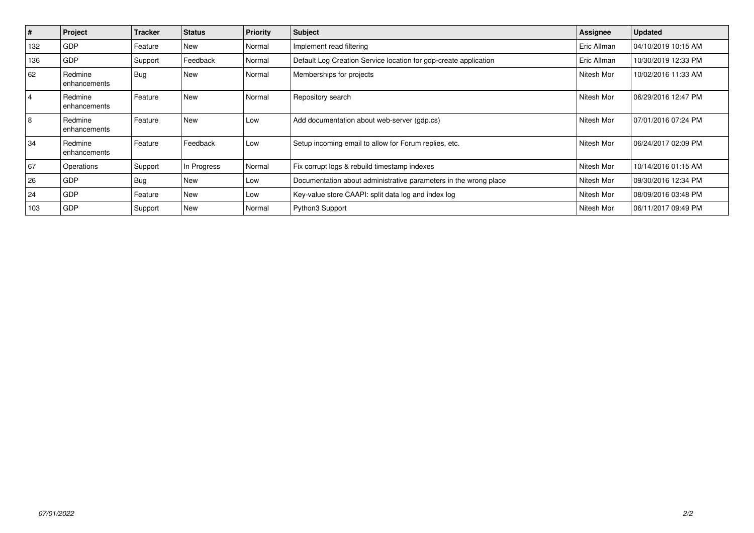| # | Project | Tracker | Status | Priority | Subject | Assignee | Updated |
| --- | --- | --- | --- | --- | --- | --- | --- |
| 132 | GDP | Feature | New | Normal | Implement read filtering | Eric Allman | 04/10/2019 10:15 AM |
| 136 | GDP | Support | Feedback | Normal | Default Log Creation Service location for gdp-create application | Eric Allman | 10/30/2019 12:33 PM |
| 62 | Redmine enhancements | Bug | New | Normal | Memberships for projects | Nitesh Mor | 10/02/2016 11:33 AM |
| 4 | Redmine enhancements | Feature | New | Normal | Repository search | Nitesh Mor | 06/29/2016 12:47 PM |
| 8 | Redmine enhancements | Feature | New | Low | Add documentation about web-server (gdp.cs) | Nitesh Mor | 07/01/2016 07:24 PM |
| 34 | Redmine enhancements | Feature | Feedback | Low | Setup incoming email to allow for Forum replies, etc. | Nitesh Mor | 06/24/2017 02:09 PM |
| 67 | Operations | Support | In Progress | Normal | Fix corrupt logs & rebuild timestamp indexes | Nitesh Mor | 10/14/2016 01:15 AM |
| 26 | GDP | Bug | New | Low | Documentation about administrative parameters in the wrong place | Nitesh Mor | 09/30/2016 12:34 PM |
| 24 | GDP | Feature | New | Low | Key-value store CAAPI: split data log and index log | Nitesh Mor | 08/09/2016 03:48 PM |
| 103 | GDP | Support | New | Normal | Python3 Support | Nitesh Mor | 06/11/2017 09:49 PM |